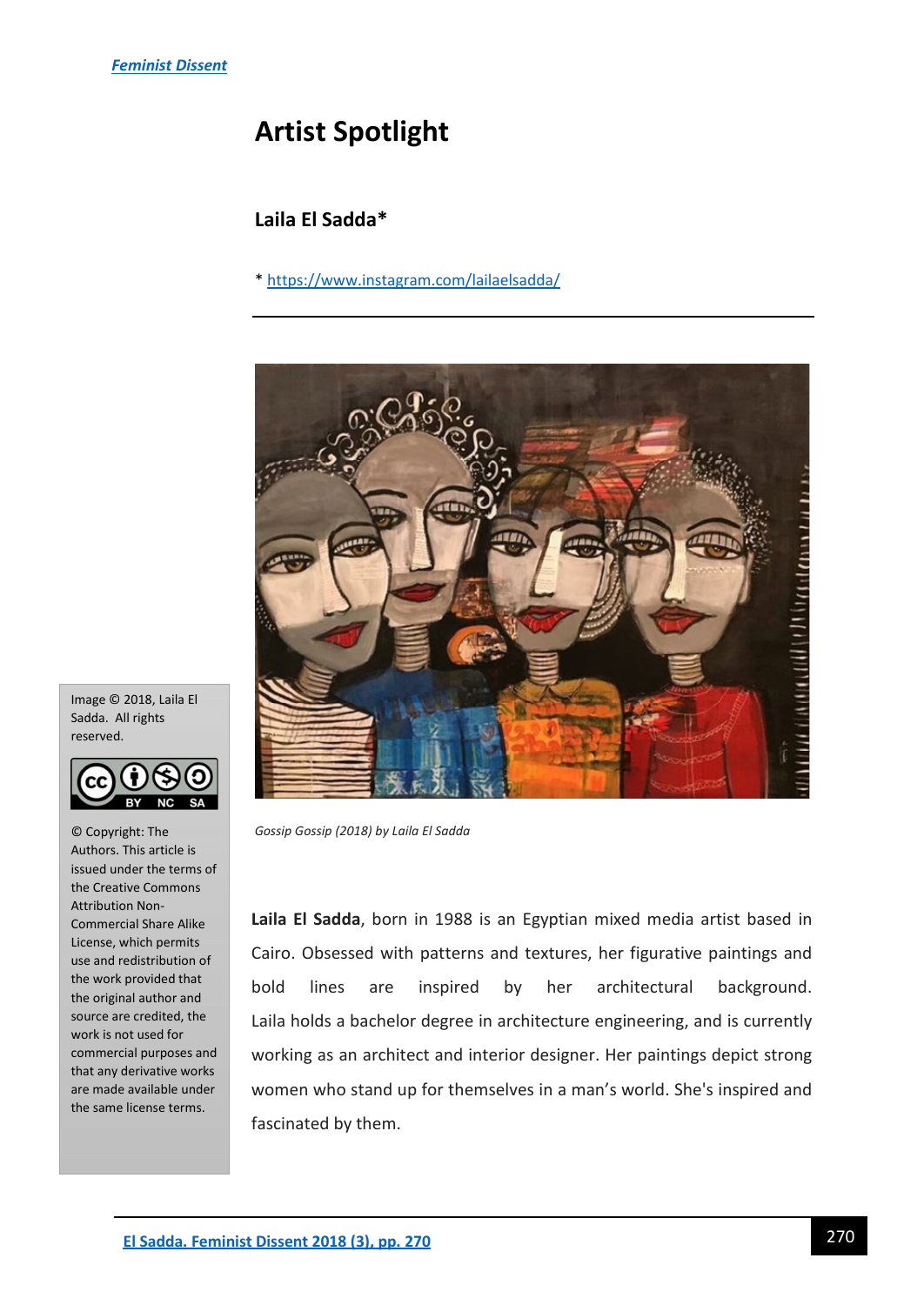# Artist Spotlight

**Laila El Sadda***

* https://www.instagram.com/lailaelsadda/

Image © 2018, Laila El Sadda. All rights reserved.

© Copyright: The Authors. This article is issued under the terms of the Creative Commons Attribution Non-Commercial Share Alike License, which permits use and redistribution of the work provided that the original author and source are credited, the work is not used for commercial purposes and that any derivative works are made available under the same license terms.

*Gossip Gossip (2018) by Laila El Sadda*

**Laila El Sadda**, born in 1988 is an Egyptian mixed media artist based in Cairo. Obsessed with patterns and textures, her figurative paintings and bold lines are inspired by her architectural background. Laila holds a bachelor degree in architecture engineering, and is currently working as an architect and interior designer. Her paintings depict strong women who stand up for themselves in a man's world. She's inspired and fascinated by them.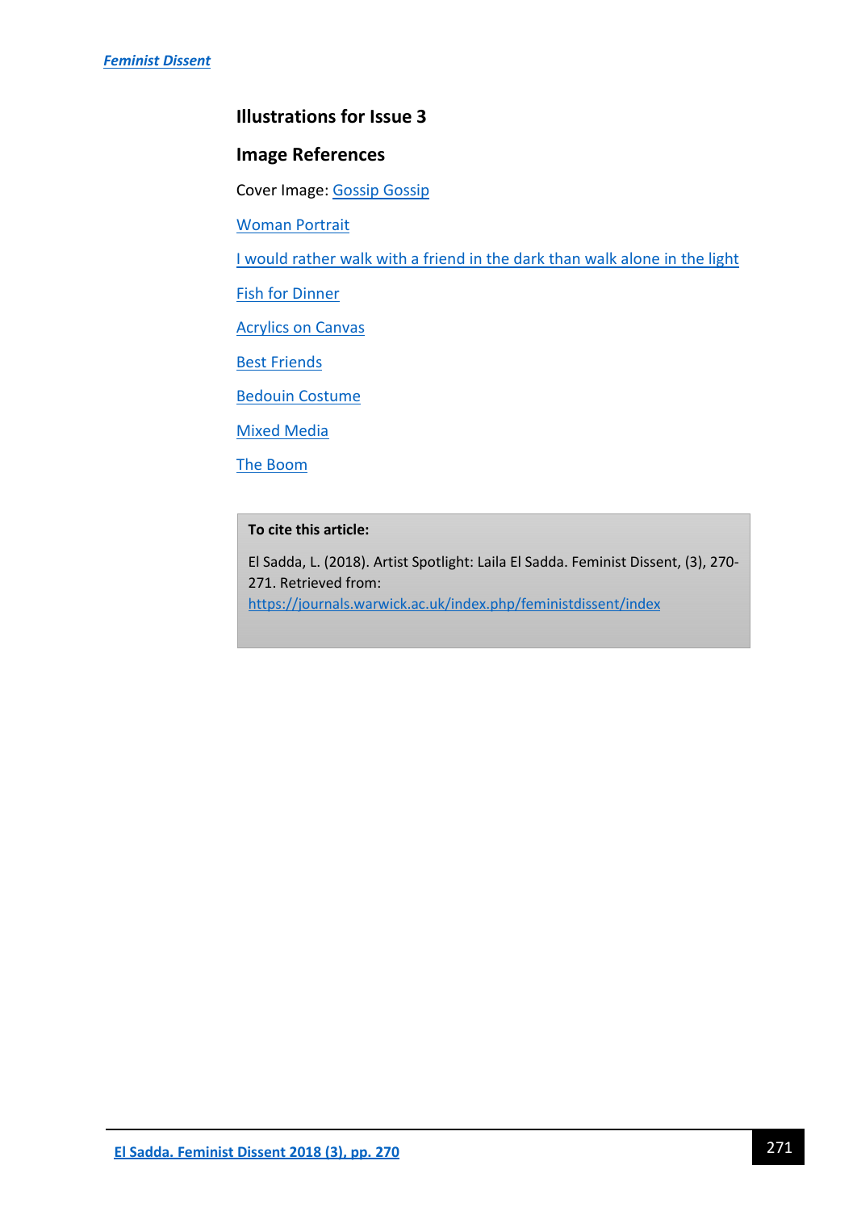## Illustrations for Issue 3

## Image References

Cover Image: Gossip Gossip

Woman Portrait

I would rather walk with a friend in the dark than walk alone in the light

Fish for Dinner

Acrylics on Canvas

Best Friends

Bedouin Costume

Mixed Media

The Boom

**To cite this article:**

El Sadda, L. (2018). Artist Spotlight: Laila El Sadda. Feminist Dissent, (3), 270-271. Retrieved from: https://journals.warwick.ac.uk/index.php/feministdissent/index